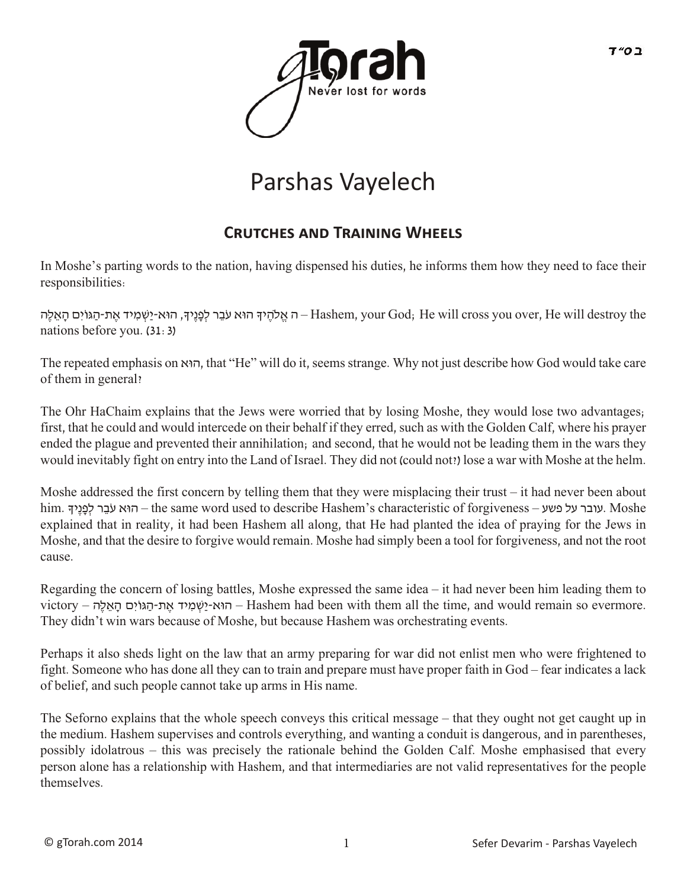# Parshas Vayelech

## Crutches and Training Wheels

In Moshe's parting words to the nation, having dispensed his duties, he informs them how they need to face their responsibilities:

ה אֱלֹהֶיךָ הוּא עֹבֵר לְפָנֶיךָ, הוּא-יַשְׁמִיד אֶת-הַגּוֹיִם הָאֵלֶּה – Hashem, your God; He will cross you over, He will destroy the nations before you. (31:3)

The repeated emphasis on הוא, that "He" will do it, seems strange. Why not just describe how God would take care of them in general?

The Ohr HaChaim explains that the Jews were worried that by losing Moshe, they would lose two advantages; first, that he could and would intercede on their behalf if they erred, such as with the Golden Calf, where his prayer ended the plague and prevented their annihilation; and second, that he would not be leading them in the wars they would inevitably fight on entry into the Land of Israel. They did not (could not?) lose a war with Moshe at the helm.

Moshe addressed the first concern by telling them that they were misplacing their trust – it had never been about him. הוּא עֹבֵר לְפָנֶיךָ – the same word used to describe Hashem's characteristic of forgiveness – עובר על פשע. Moshe explained that in reality, it had been Hashem all along, that He had planted the idea of praying for the Jews in Moshe, and that the desire to forgive would remain. Moshe had simply been a tool for forgiveness, and not the root cause.

Regarding the concern of losing battles, Moshe expressed the same idea – it had never been him leading them to victory – הוּא-יַשְׁמִיד אֶת-הַגּוֹיִם הָאֵלֶּה – Hashem had been with them all the time, and would remain so evermore. They didn't win wars because of Moshe, but because Hashem was orchestrating events.

Perhaps it also sheds light on the law that an army preparing for war did not enlist men who were frightened to fight. Someone who has done all they can to train and prepare must have proper faith in God – fear indicates a lack of belief, and such people cannot take up arms in His name.

The Seforno explains that the whole speech conveys this critical message – that they ought not get caught up in the medium. Hashem supervises and controls everything, and wanting a conduit is dangerous, and in parentheses, possibly idolatrous – this was precisely the rationale behind the Golden Calf. Moshe emphasised that every person alone has a relationship with Hashem, and that intermediaries are not valid representatives for the people themselves.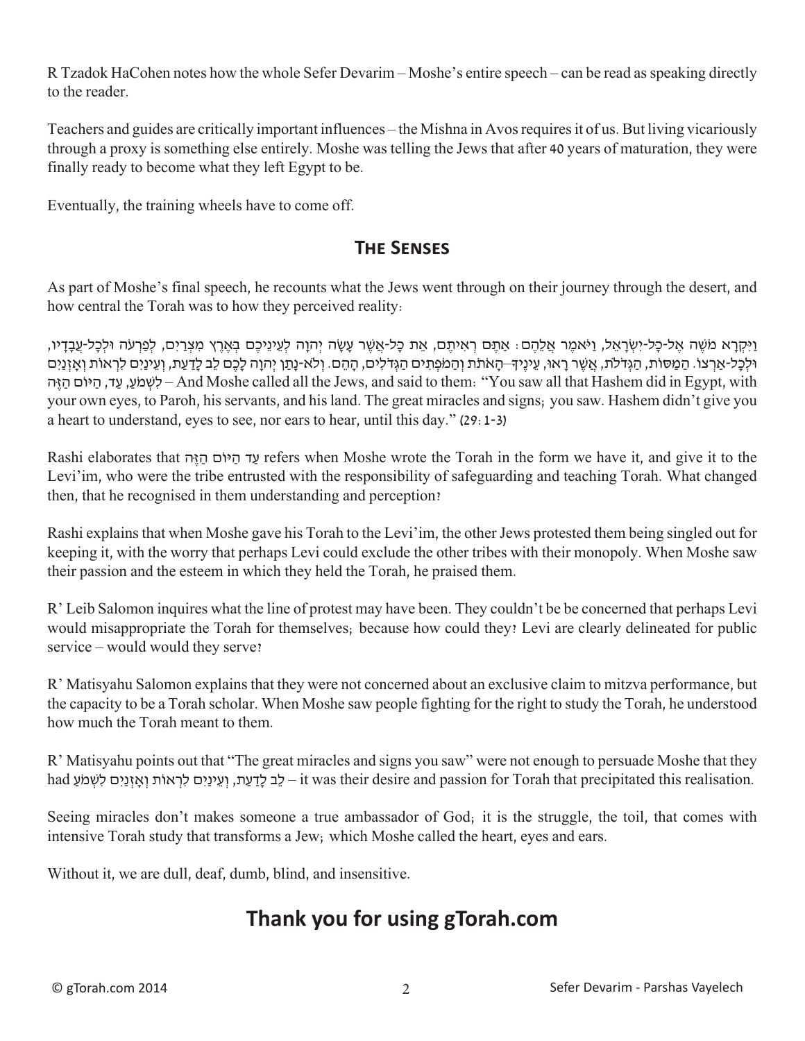R Tzadok HaCohen notes how the whole Sefer Devarim – Moshe's entire speech – can be read as speaking directly to the reader.

Teachers and guides are critically important influences – the Mishna in Avos requires it of us. But living vicariously through a proxy is something else entirely. Moshe was telling the Jews that after 40 years of maturation, they were finally ready to become what they left Egypt to be.

Eventually, the training wheels have to come off.

## The Senses

As part of Moshe's final speech, he recounts what the Jews went through on their journey through the desert, and how central the Torah was to how they perceived reality:

וַיִּקְרָא מֹשֶׁה אֶל-כָּל-יִשְׂרָאֵל, וַיֹּאמֶר אֲלֵהֶם: אַתֶּם רְאִיתֶם, אֵת כָּל-אֲשֶׁר עָשָׂה יְהוָה לְעֵינֵיכֶם בְּאֶרֶץ מִצְרַיִם, לְפַרְעֹה וּלְכָל-עֲבָדָיו, וּלְכָל-אַרְצוֹ. הַמַּסּוֹת, הַגְּדֹלֹת, אֲשֶׁר רָאוּ, עֵינֶיךָ–הָאֹתֹת וְהַמֹּפְתִים הַגְּדֹלִים, הָהֵם. וְלֹא-נָתַן יְהוָה לָכֶם לֵב לָדַעַת, וְעֵינַיִם לִרְאוֹת וְאָזְנַיִם לִשְׁמֹעַ, עַד, הַיּוֹם הַזֶּה – And Moshe called all the Jews, and said to them: "You saw all that Hashem did in Egypt, with your own eyes, to Paroh, his servants, and his land. The great miracles and signs; you saw. Hashem didn't give you a heart to understand, eyes to see, nor ears to hear, until this day." (29:1-3)

Rashi elaborates that עַד הַיּוֹם הַזֶּה refers when Moshe wrote the Torah in the form we have it, and give it to the Levi'im, who were the tribe entrusted with the responsibility of safeguarding and teaching Torah. What changed then, that he recognised in them understanding and perception?

Rashi explains that when Moshe gave his Torah to the Levi'im, the other Jews protested them being singled out for keeping it, with the worry that perhaps Levi could exclude the other tribes with their monopoly. When Moshe saw their passion and the esteem in which they held the Torah, he praised them.

R' Leib Salomon inquires what the line of protest may have been. They couldn't be be concerned that perhaps Levi would misappropriate the Torah for themselves; because how could they? Levi are clearly delineated for public service – would would they serve?

R' Matisyahu Salomon explains that they were not concerned about an exclusive claim to mitzva performance, but the capacity to be a Torah scholar. When Moshe saw people fighting for the right to study the Torah, he understood how much the Torah meant to them.

R' Matisyahu points out that "The great miracles and signs you saw" were not enough to persuade Moshe that they had לֵב לָדַעַת, וְעֵינַיִם לִרְאוֹת וְאָזְנַיִם לִשְׁמֹעַ – it was their desire and passion for Torah that precipitated this realisation.

Seeing miracles don't makes someone a true ambassador of God; it is the struggle, the toil, that comes with intensive Torah study that transforms a Jew; which Moshe called the heart, eyes and ears.

Without it, we are dull, deaf, dumb, blind, and insensitive.

## Thank you for using gTorah.com